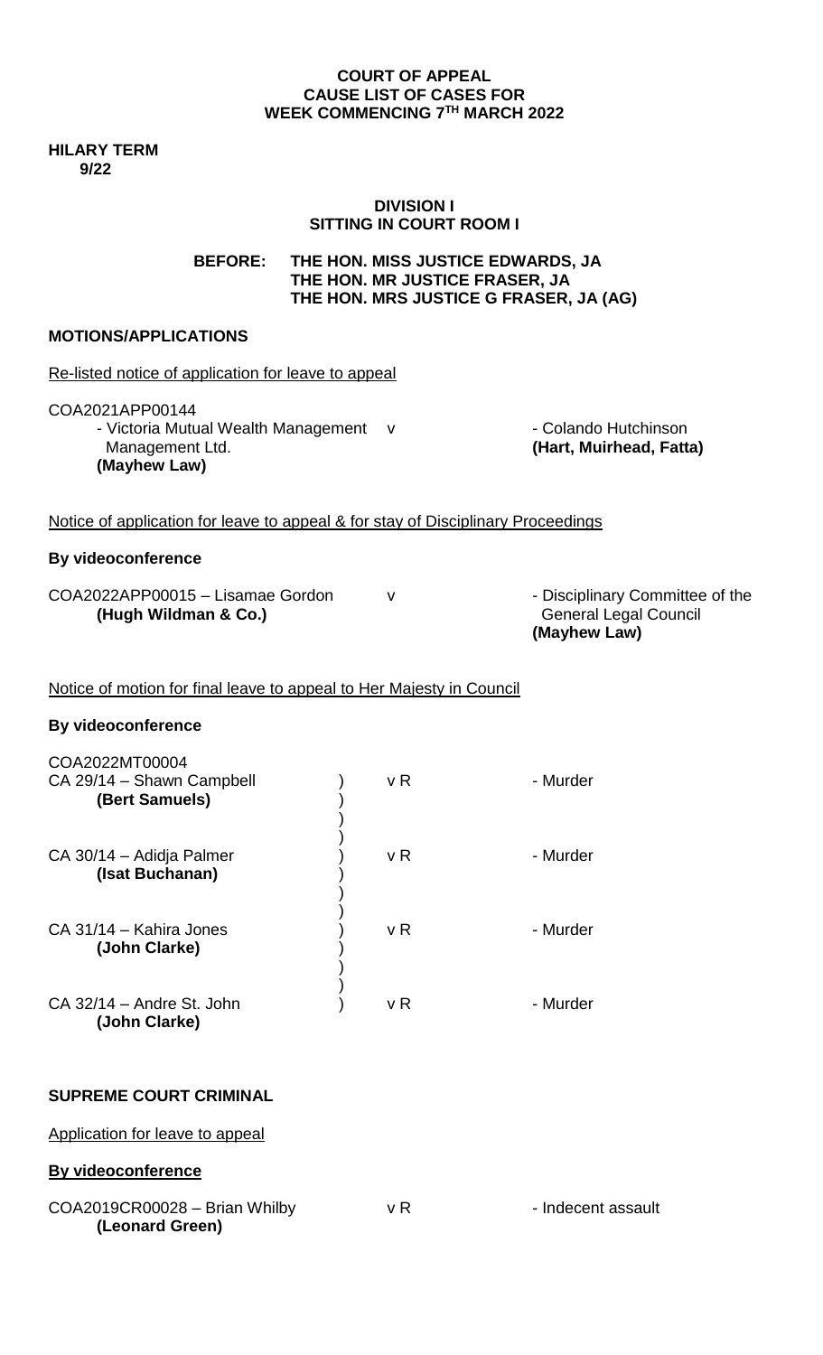**COURT OF APPEAL**
**CAUSE LIST OF CASES FOR**
**WEEK COMMENCING 7TH MARCH 2022**

**HILARY TERM**
**9/22**

**DIVISION I**
**SITTING IN COURT ROOM I**

**BEFORE: THE HON. MISS JUSTICE EDWARDS, JA**
**THE HON. MR JUSTICE FRASER, JA**
**THE HON. MRS JUSTICE G FRASER, JA (AG)**

**MOTIONS/APPLICATIONS**

Re-listed notice of application for leave to appeal

COA2021APP00144
- Victoria Mutual Wealth Management Management Ltd. **(Mayhew Law)** v - Colando Hutchinson **(Hart, Muirhead, Fatta)**

Notice of application for leave to appeal & for stay of Disciplinary Proceedings

**By videoconference**

COA2022APP00015 – Lisamae Gordon **(Hugh Wildman & Co.)** v - Disciplinary Committee of the General Legal Council **(Mayhew Law)**

Notice of motion for final leave to appeal to Her Majesty in Council

**By videoconference**

COA2022MT00004

| | | |
|---|---|---|
| CA 29/14 – Shawn Campbell **(Bert Samuels)** | v R | - Murder |
| CA 30/14 – Adidja Palmer **(Isat Buchanan)** | v R | - Murder |
| CA 31/14 – Kahira Jones **(John Clarke)** | v R | - Murder |
| CA 32/14 – Andre St. John **(John Clarke)** | v R | - Murder |

**SUPREME COURT CRIMINAL**

Application for leave to appeal

**By videoconference**

COA2019CR00028 – Brian Whilby **(Leonard Green)** v R - Indecent assault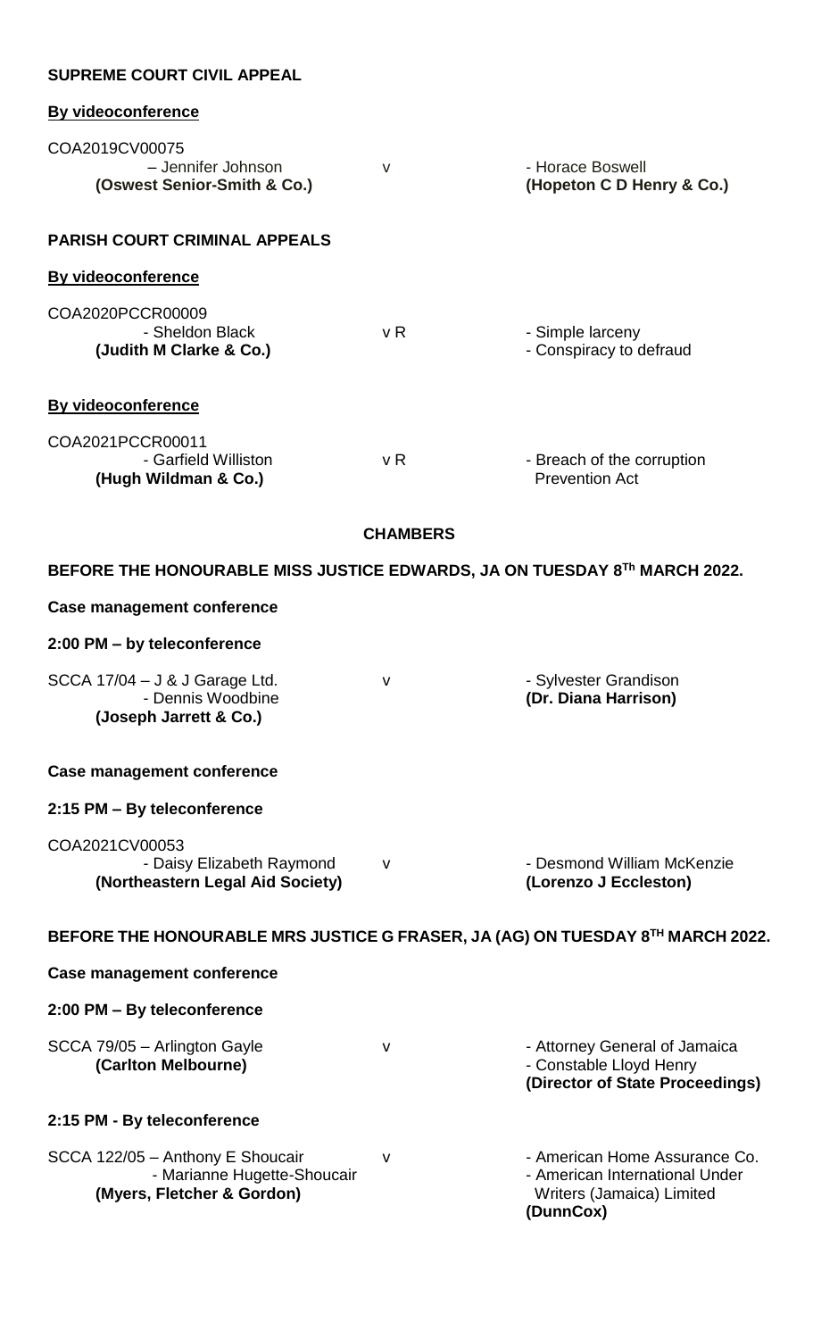**SUPREME COURT CIVIL APPEAL**

**By videoconference**

COA2019CV00075

| | | |
|---|---|---|
| – Jennifer Johnson **(Oswest Senior-Smith & Co.)** | v | - Horace Boswell **(Hopeton C D Henry & Co.)** |

**PARISH COURT CRIMINAL APPEALS**

**By videoconference**

COA2020PCCR00009

| | | |
|---|---|---|
| - Sheldon Black **(Judith M Clarke & Co.)** | v R | - Simple larceny<br>- Conspiracy to defraud |

**By videoconference**

COA2021PCCR00011

| | | |
|---|---|---|
| - Garfield Williston **(Hugh Wildman & Co.)** | v R | - Breach of the corruption Prevention Act |

## CHAMBERS

### BEFORE THE HONOURABLE MISS JUSTICE EDWARDS, JA ON TUESDAY 8Th MARCH 2022.

**Case management conference**

**2:00 PM – by teleconference**

| | | |
|---|---|---|
| SCCA 17/04 – J & J Garage Ltd.<br>- Dennis Woodbine<br>**(Joseph Jarrett & Co.)** | v | - Sylvester Grandison<br>**(Dr. Diana Harrison)** |

**Case management conference**

**2:15 PM – By teleconference**

COA2021CV00053

| | | |
|---|---|---|
| - Daisy Elizabeth Raymond **(Northeastern Legal Aid Society)** | v | - Desmond William McKenzie **(Lorenzo J Eccleston)** |

### BEFORE THE HONOURABLE MRS JUSTICE G FRASER, JA (AG) ON TUESDAY 8TH MARCH 2022.

**Case management conference**

**2:00 PM – By teleconference**

| | | |
|---|---|---|
| SCCA 79/05 – Arlington Gayle **(Carlton Melbourne)** | v | - Attorney General of Jamaica<br>- Constable Lloyd Henry<br>**(Director of State Proceedings)** |

**2:15 PM - By teleconference**

| | | |
|---|---|---|
| SCCA 122/05 – Anthony E Shoucair<br>- Marianne Hugette-Shoucair<br>**(Myers, Fletcher & Gordon)** | v | - American Home Assurance Co.<br>- American International Under Writers (Jamaica) Limited<br>**(DunnCox)** |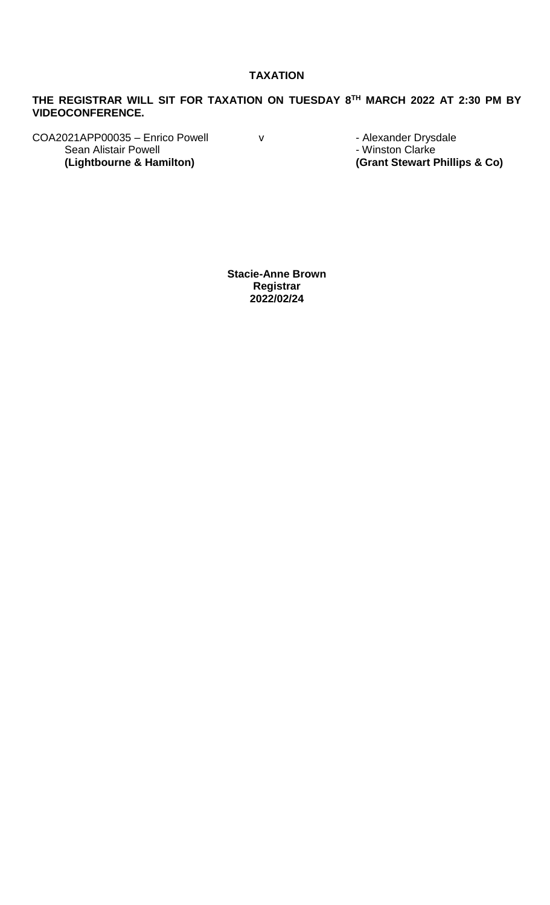# TAXATION

**THE REGISTRAR WILL SIT FOR TAXATION ON TUESDAY 8TH MARCH 2022 AT 2:30 PM BY VIDEOCONFERENCE.**

| | | |
|---|---|---|
| COA2021APP00035 – Enrico Powell | v | - Alexander Drysdale |
| Sean Alistair Powell | | - Winston Clarke |
| **(Lightbourne & Hamilton)** | | **(Grant Stewart Phillips & Co)** |

**Stacie-Anne Brown**
**Registrar**
**2022/02/24**